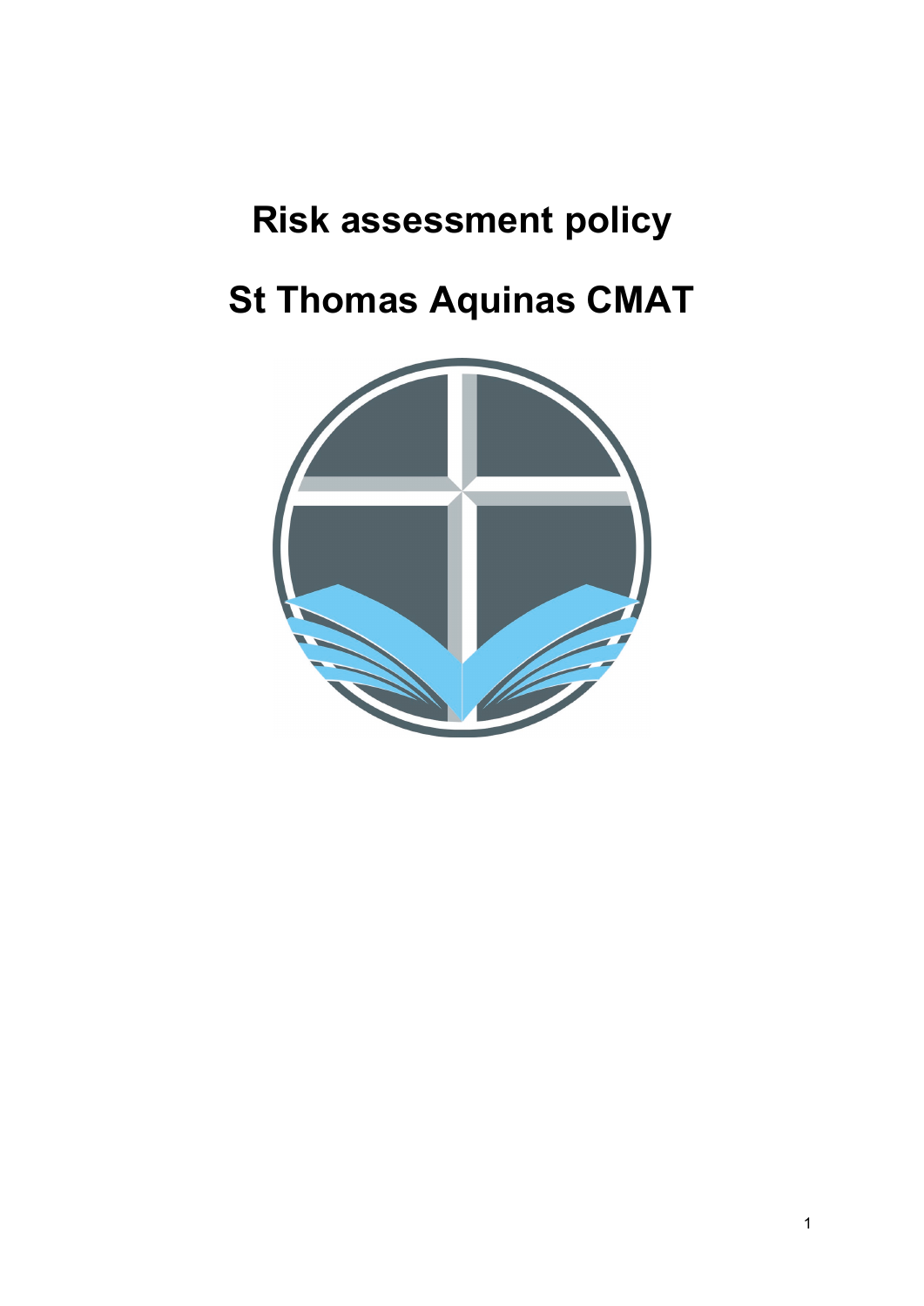# Risk assessment policy

# St Thomas Aquinas CMAT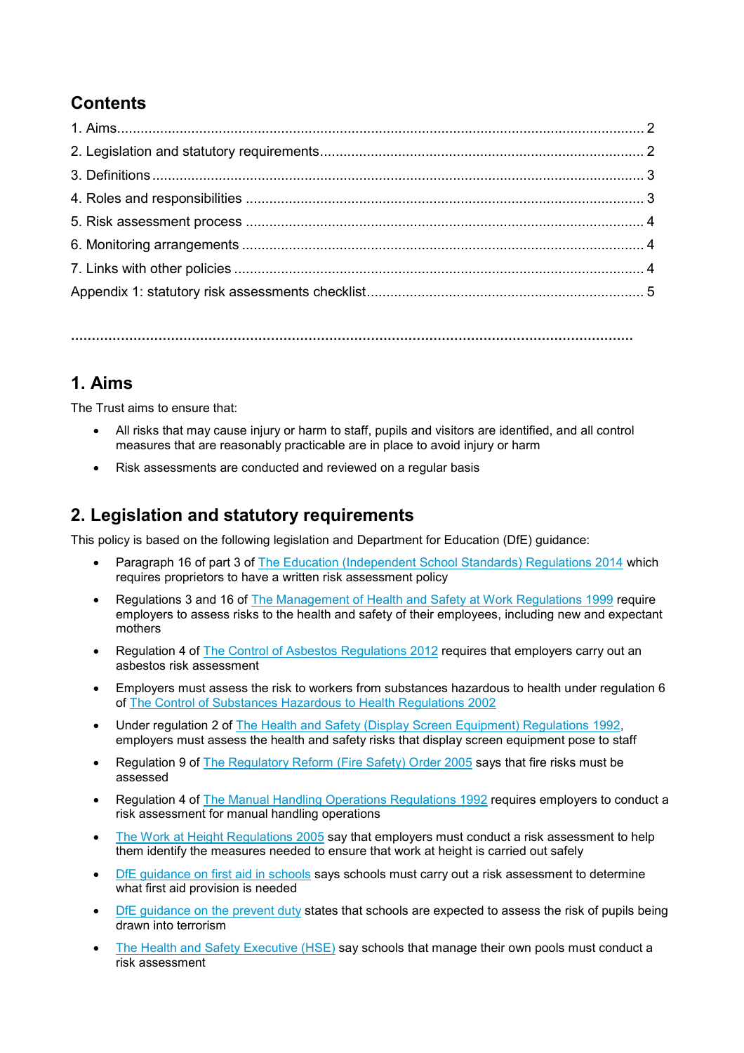## Contents

1. Aims.......................................................................................................................................... 2
2. Legislation and statutory requirements.................................................................................. 2
3. Definitions ................................................................................................................................ 3
4. Roles and responsibilities ...................................................................................................... 3
5. Risk assessment process ...................................................................................................... 4
6. Monitoring arrangements ....................................................................................................... 4
7. Links with other policies ........................................................................................................ 4

Appendix 1: statutory risk assessments checklist....................................................................... 5

......................................................................................................................................................

## 1. Aims

The Trust aims to ensure that:

- All risks that may cause injury or harm to staff, pupils and visitors are identified, and all control measures that are reasonably practicable are in place to avoid injury or harm
- Risk assessments are conducted and reviewed on a regular basis

## 2. Legislation and statutory requirements

This policy is based on the following legislation and Department for Education (DfE) guidance:

- Paragraph 16 of part 3 of The Education (Independent School Standards) Regulations 2014 which requires proprietors to have a written risk assessment policy
- Regulations 3 and 16 of The Management of Health and Safety at Work Regulations 1999 require employers to assess risks to the health and safety of their employees, including new and expectant mothers
- Regulation 4 of The Control of Asbestos Regulations 2012 requires that employers carry out an asbestos risk assessment
- Employers must assess the risk to workers from substances hazardous to health under regulation 6 of The Control of Substances Hazardous to Health Regulations 2002
- Under regulation 2 of The Health and Safety (Display Screen Equipment) Regulations 1992, employers must assess the health and safety risks that display screen equipment pose to staff
- Regulation 9 of The Regulatory Reform (Fire Safety) Order 2005 says that fire risks must be assessed
- Regulation 4 of The Manual Handling Operations Regulations 1992 requires employers to conduct a risk assessment for manual handling operations
- The Work at Height Regulations 2005 say that employers must conduct a risk assessment to help them identify the measures needed to ensure that work at height is carried out safely
- DfE guidance on first aid in schools says schools must carry out a risk assessment to determine what first aid provision is needed
- DfE guidance on the prevent duty states that schools are expected to assess the risk of pupils being drawn into terrorism
- The Health and Safety Executive (HSE) say schools that manage their own pools must conduct a risk assessment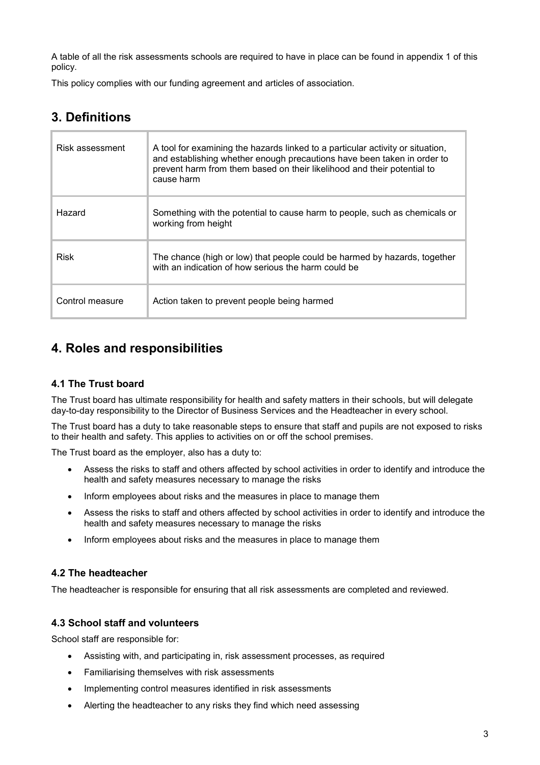A table of all the risk assessments schools are required to have in place can be found in appendix 1 of this policy.

This policy complies with our funding agreement and articles of association.

## 3. Definitions

| | |
|---|---|
| Risk assessment | A tool for examining the hazards linked to a particular activity or situation, and establishing whether enough precautions have been taken in order to prevent harm from them based on their likelihood and their potential to cause harm |
| Hazard | Something with the potential to cause harm to people, such as chemicals or working from height |
| Risk | The chance (high or low) that people could be harmed by hazards, together with an indication of how serious the harm could be |
| Control measure | Action taken to prevent people being harmed |

## 4. Roles and responsibilities

### 4.1 The Trust board

The Trust board has ultimate responsibility for health and safety matters in their schools, but will delegate day-to-day responsibility to the Director of Business Services and the Headteacher in every school.

The Trust board has a duty to take reasonable steps to ensure that staff and pupils are not exposed to risks to their health and safety. This applies to activities on or off the school premises.

The Trust board as the employer, also has a duty to:

- Assess the risks to staff and others affected by school activities in order to identify and introduce the health and safety measures necessary to manage the risks
- Inform employees about risks and the measures in place to manage them
- Assess the risks to staff and others affected by school activities in order to identify and introduce the health and safety measures necessary to manage the risks
- Inform employees about risks and the measures in place to manage them

### 4.2 The headteacher

The headteacher is responsible for ensuring that all risk assessments are completed and reviewed.

### 4.3 School staff and volunteers

School staff are responsible for:

- Assisting with, and participating in, risk assessment processes, as required
- Familiarising themselves with risk assessments
- Implementing control measures identified in risk assessments
- Alerting the headteacher to any risks they find which need assessing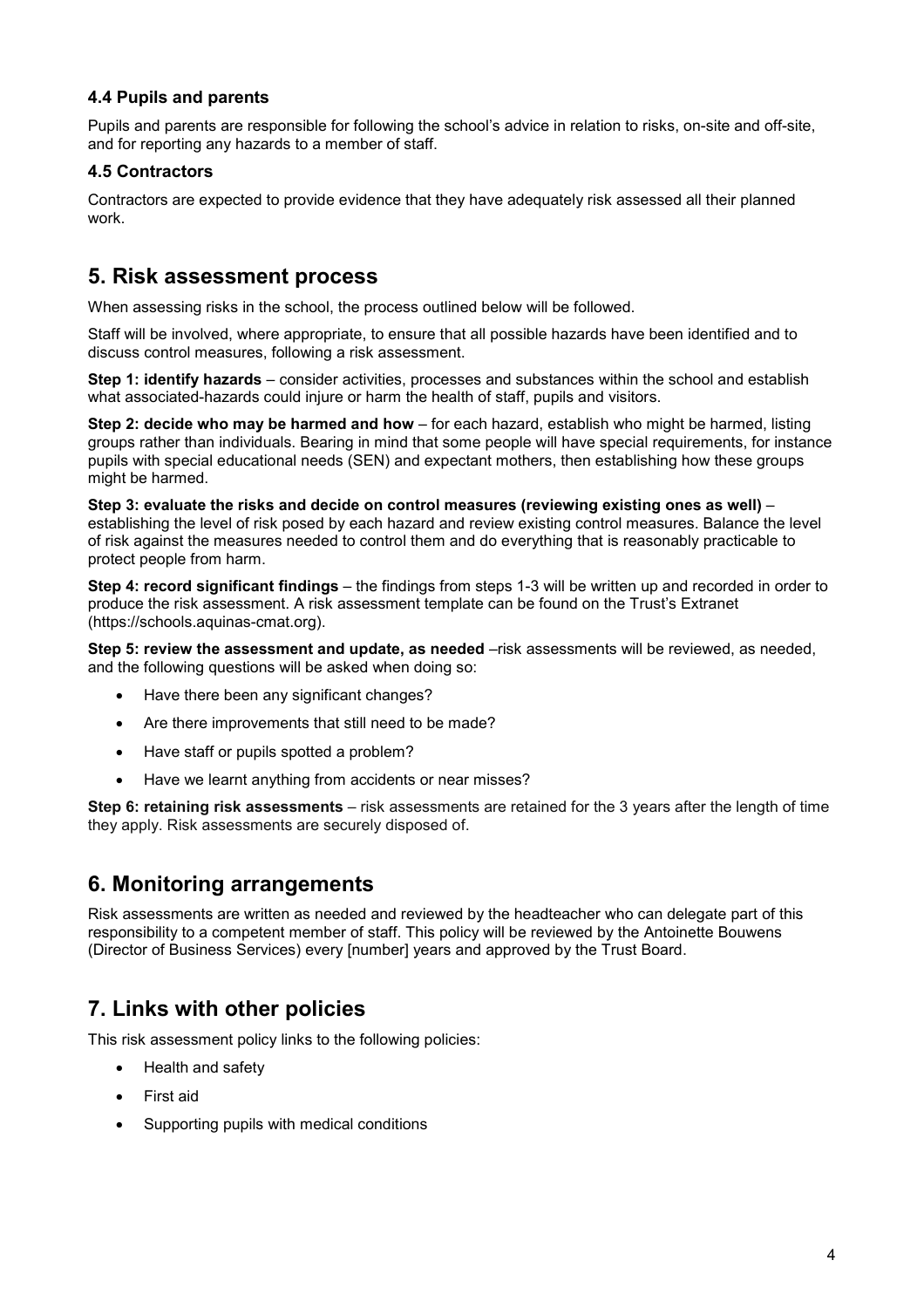### 4.4 Pupils and parents

Pupils and parents are responsible for following the school's advice in relation to risks, on-site and off-site, and for reporting any hazards to a member of staff.

### 4.5 Contractors

Contractors are expected to provide evidence that they have adequately risk assessed all their planned work.

## 5. Risk assessment process

When assessing risks in the school, the process outlined below will be followed.

Staff will be involved, where appropriate, to ensure that all possible hazards have been identified and to discuss control measures, following a risk assessment.

**Step 1: identify hazards** – consider activities, processes and substances within the school and establish what associated-hazards could injure or harm the health of staff, pupils and visitors.

**Step 2: decide who may be harmed and how** – for each hazard, establish who might be harmed, listing groups rather than individuals. Bearing in mind that some people will have special requirements, for instance pupils with special educational needs (SEN) and expectant mothers, then establishing how these groups might be harmed.

**Step 3: evaluate the risks and decide on control measures (reviewing existing ones as well)** – establishing the level of risk posed by each hazard and review existing control measures. Balance the level of risk against the measures needed to control them and do everything that is reasonably practicable to protect people from harm.

**Step 4: record significant findings** – the findings from steps 1-3 will be written up and recorded in order to produce the risk assessment. A risk assessment template can be found on the Trust's Extranet (https://schools.aquinas-cmat.org).

**Step 5: review the assessment and update, as needed** –risk assessments will be reviewed, as needed, and the following questions will be asked when doing so:

- Have there been any significant changes?
- Are there improvements that still need to be made?
- Have staff or pupils spotted a problem?
- Have we learnt anything from accidents or near misses?

**Step 6: retaining risk assessments** – risk assessments are retained for the 3 years after the length of time they apply. Risk assessments are securely disposed of.

## 6. Monitoring arrangements

Risk assessments are written as needed and reviewed by the headteacher who can delegate part of this responsibility to a competent member of staff. This policy will be reviewed by the Antoinette Bouwens (Director of Business Services) every [number] years and approved by the Trust Board.

## 7. Links with other policies

This risk assessment policy links to the following policies:

- Health and safety
- First aid
- Supporting pupils with medical conditions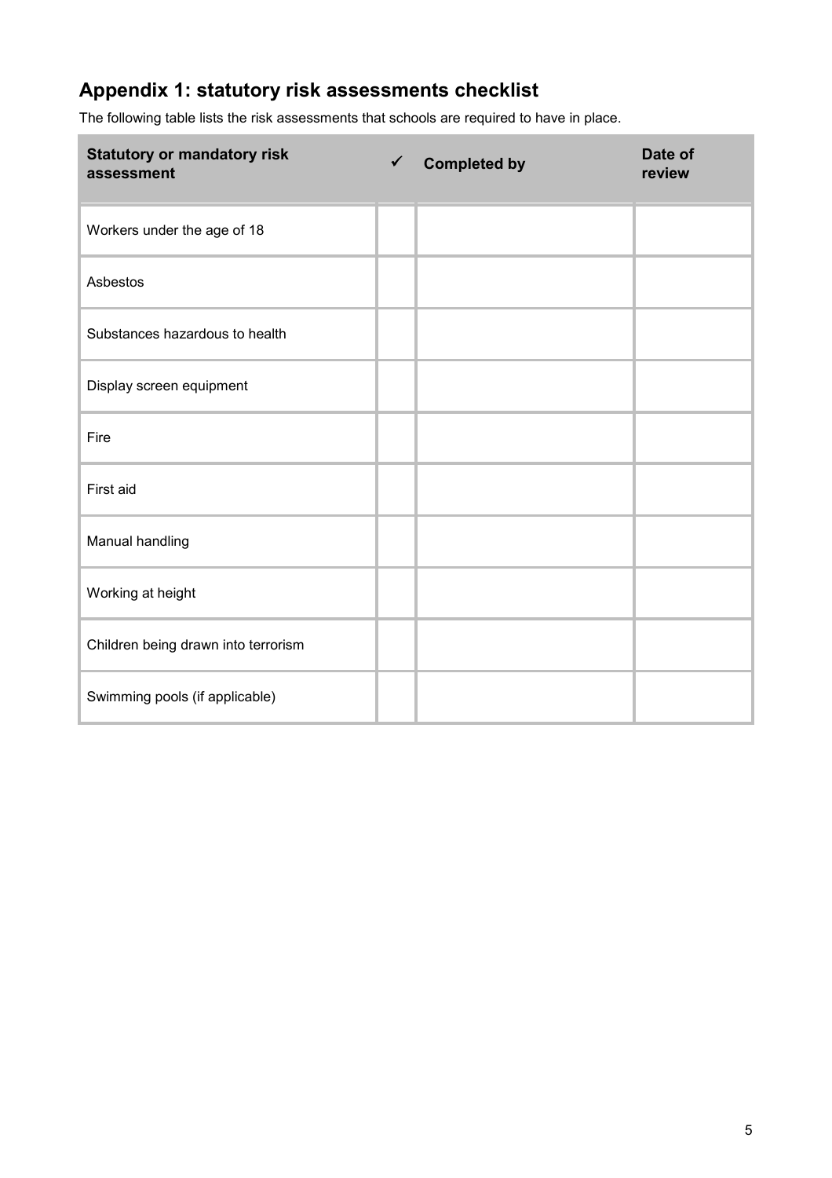## Appendix 1: statutory risk assessments checklist

The following table lists the risk assessments that schools are required to have in place.

| Statutory or mandatory risk assessment | ✓ | Completed by | Date of review |
| --- | --- | --- | --- |
| Workers under the age of 18 | | | |
| Asbestos | | | |
| Substances hazardous to health | | | |
| Display screen equipment | | | |
| Fire | | | |
| First aid | | | |
| Manual handling | | | |
| Working at height | | | |
| Children being drawn into terrorism | | | |
| Swimming pools (if applicable) | | | |